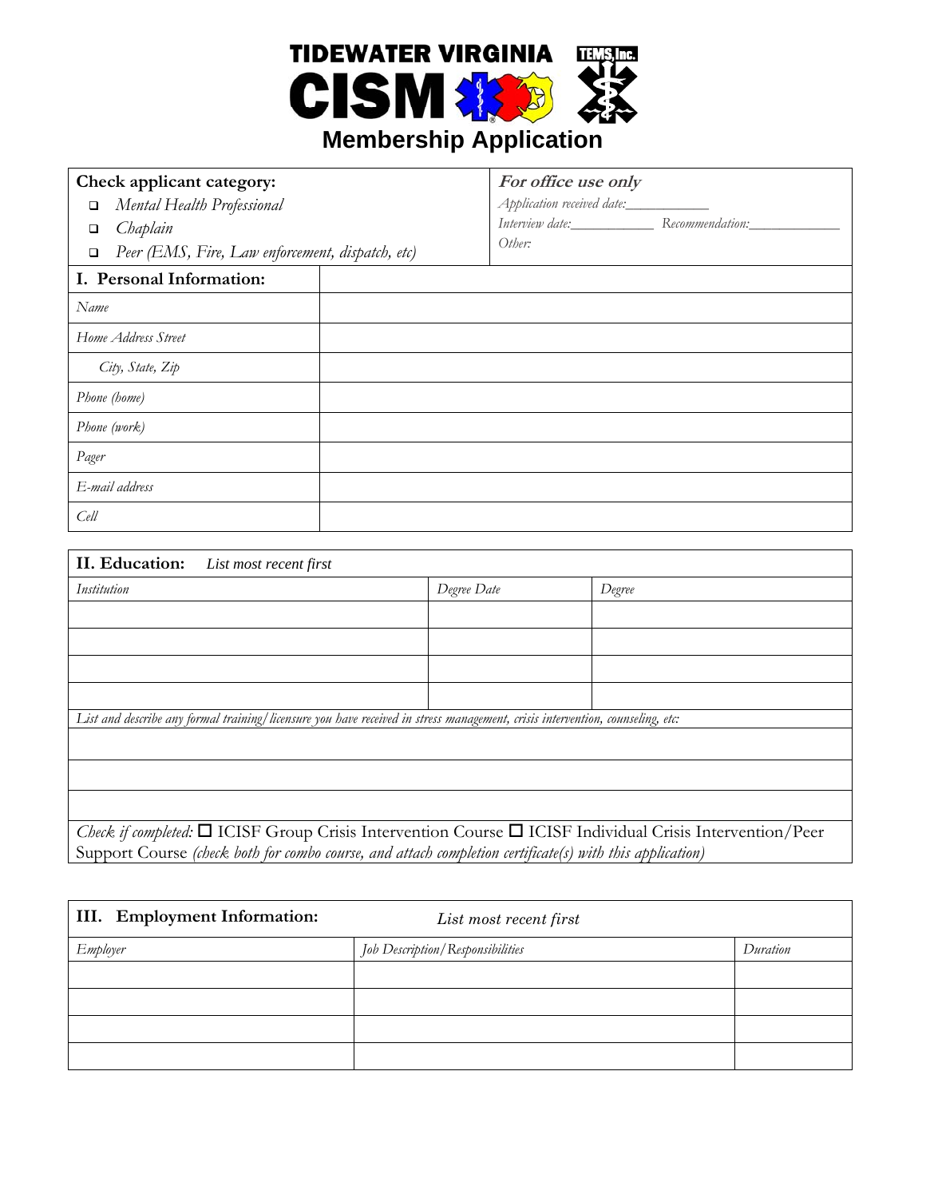# TIDEWATER VIRGINIA CISM

TEMS, Inc.

## Membership Application

| **Check applicant category:** | *For office use only* |
|---|---|
| ☐ *Mental Health Professional* | *Application received date:__________* |
| ☐ *Chaplain* | *Interview date:__________ Recommendation:__________* |
| ☐ *Peer (EMS, Fire, Law enforcement, dispatch, etc)* | *Other:* |

| **I. Personal Information:** | |
|---|---|
| *Name* | |
| *Home Address Street* | |
| *City, State, Zip* | |
| *Phone (home)* | |
| *Phone (work)* | |
| *Pager* | |
| *E-mail address* | |
| *Cell* | |

**II. Education:** *List most recent first*

| *Institution* | *Degree Date* | *Degree* |
|---|---|---|
| | | |
| | | |
| | | |
| | | |

*List and describe any formal training/licensure you have received in stress management, crisis intervention, counseling, etc:*

| |
|---|
| |
| |
| |

*Check if completed:* ☐ ICISF Group Crisis Intervention Course ☐ ICISF Individual Crisis Intervention/Peer Support Course *(check both for combo course, and attach completion certificate(s) with this application)*

**III. Employment Information:** *List most recent first*

| *Employer* | *Job Description/Responsibilities* | *Duration* |
|---|---|---|
| | | |
| | | |
| | | |
| | | |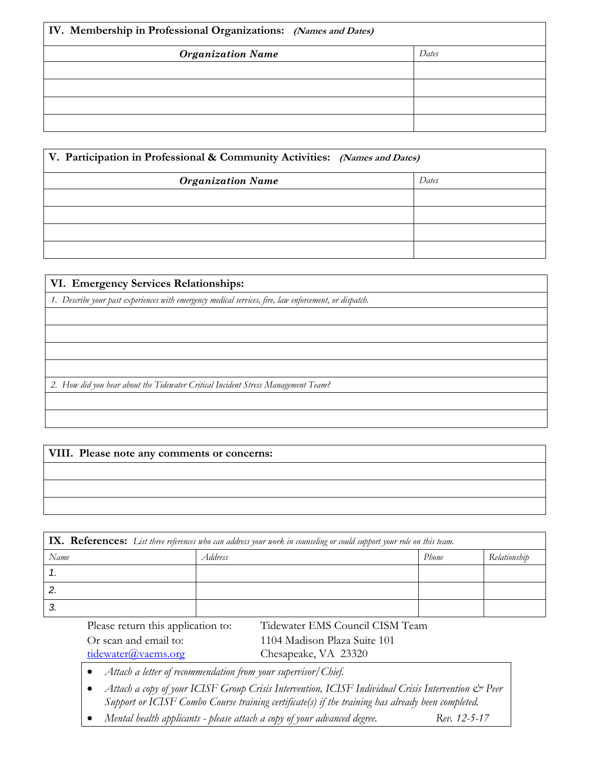| **IV. Membership in Professional Organizations:** ***(Names and Dates)*** | |
|---|---|
| ***Organization Name*** | *Dates* |
| | |
| | |
| | |
| | |

| **V. Participation in Professional & Community Activities:** ***(Names and Dates)*** | |
|---|---|
| ***Organization Name*** | *Dates* |
| | |
| | |
| | |
| | |

| **VI. Emergency Services Relationships:** |
|---|
| *1. Describe your past experiences with emergency medical services, fire, law enforcement, or dispatch.* |
| |
| |
| |
| |
| *2. How did you hear about the Tidewater Critical Incident Stress Management Team?* |
| |
| |

| **VIII. Please note any comments or concerns:** |
|---|
| |
| |
| |

| **IX. References:** *List three references who can address your work in counseling or could support your role on this team.* | | | |
|---|---|---|---|
| *Name* | *Address* | *Phone* | *Relationship* |
| 1. | | | |
| 2. | | | |
| 3. | | | |

Please return this application to: Tidewater EMS Council CISM Team
1104 Madison Plaza Suite 101
Chesapeake, VA 23320

Or scan and email to: tidewater@vaems.org

- *Attach a letter of recommendation from your supervisor/Chief.*
- *Attach a copy of your ICISF Group Crisis Intervention, ICISF Individual Crisis Intervention & Peer Support or ICISF Combo Course training certificate(s) if the training has already been completed.*
- *Mental health applicants - please attach a copy of your advanced degree.*

*Rev. 12-5-17*